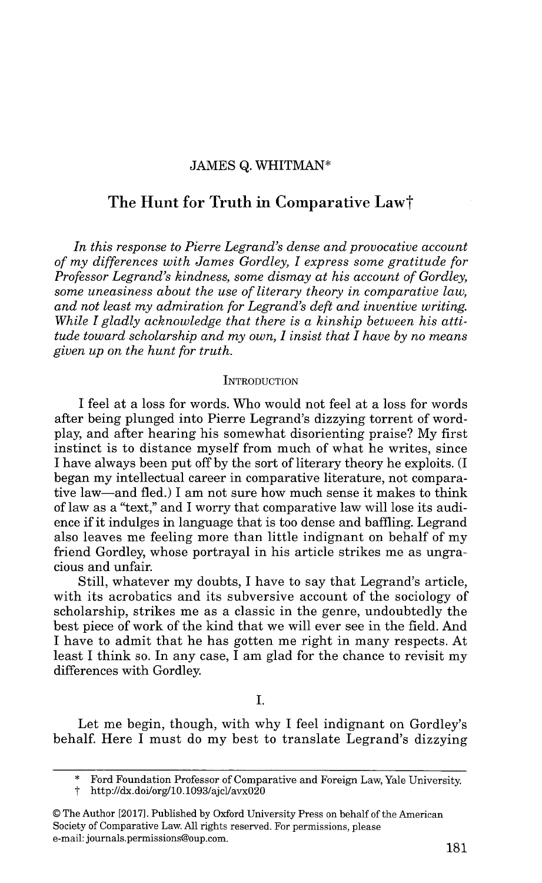JAMES Q. WHITMAN*

# The Hunt for Truth in Comparative Law†

*In this response to Pierre Legrand's dense and provocative account of my differences with James Gordley, I express some gratitude for Professor Legrand's kindness, some dismay at his account of Gordley, some uneasiness about the use of literary theory in comparative law, and not least my admiration for Legrand's deft and inventive writing. While I gladly acknowledge that there is a kinship between his attitude toward scholarship and my own, I insist that I have by no means given up on the hunt for truth.*

## INTRODUCTION

I feel at a loss for words. Who would not feel at a loss for words after being plunged into Pierre Legrand's dizzying torrent of word-play, and after hearing his somewhat disorienting praise? My first instinct is to distance myself from much of what he writes, since I have always been put off by the sort of literary theory he exploits. (I began my intellectual career in comparative literature, not comparative law—and fled.) I am not sure how much sense it makes to think of law as a "text," and I worry that comparative law will lose its audience if it indulges in language that is too dense and baffling. Legrand also leaves me feeling more than little indignant on behalf of my friend Gordley, whose portrayal in his article strikes me as ungracious and unfair.

Still, whatever my doubts, I have to say that Legrand's article, with its acrobatics and its subversive account of the sociology of scholarship, strikes me as a classic in the genre, undoubtedly the best piece of work of the kind that we will ever see in the field. And I have to admit that he has gotten me right in many respects. At least I think so. In any case, I am glad for the chance to revisit my differences with Gordley.

## I.

Let me begin, though, with why I feel indignant on Gordley's behalf. Here I must do my best to translate Legrand's dizzying

---

\* Ford Foundation Professor of Comparative and Foreign Law, Yale University.

† http://dx.doi/org/10.1093/ajcl/avx020

© The Author [2017]. Published by Oxford University Press on behalf of the American Society of Comparative Law. All rights reserved. For permissions, please e-mail: journals.permissions@oup.com.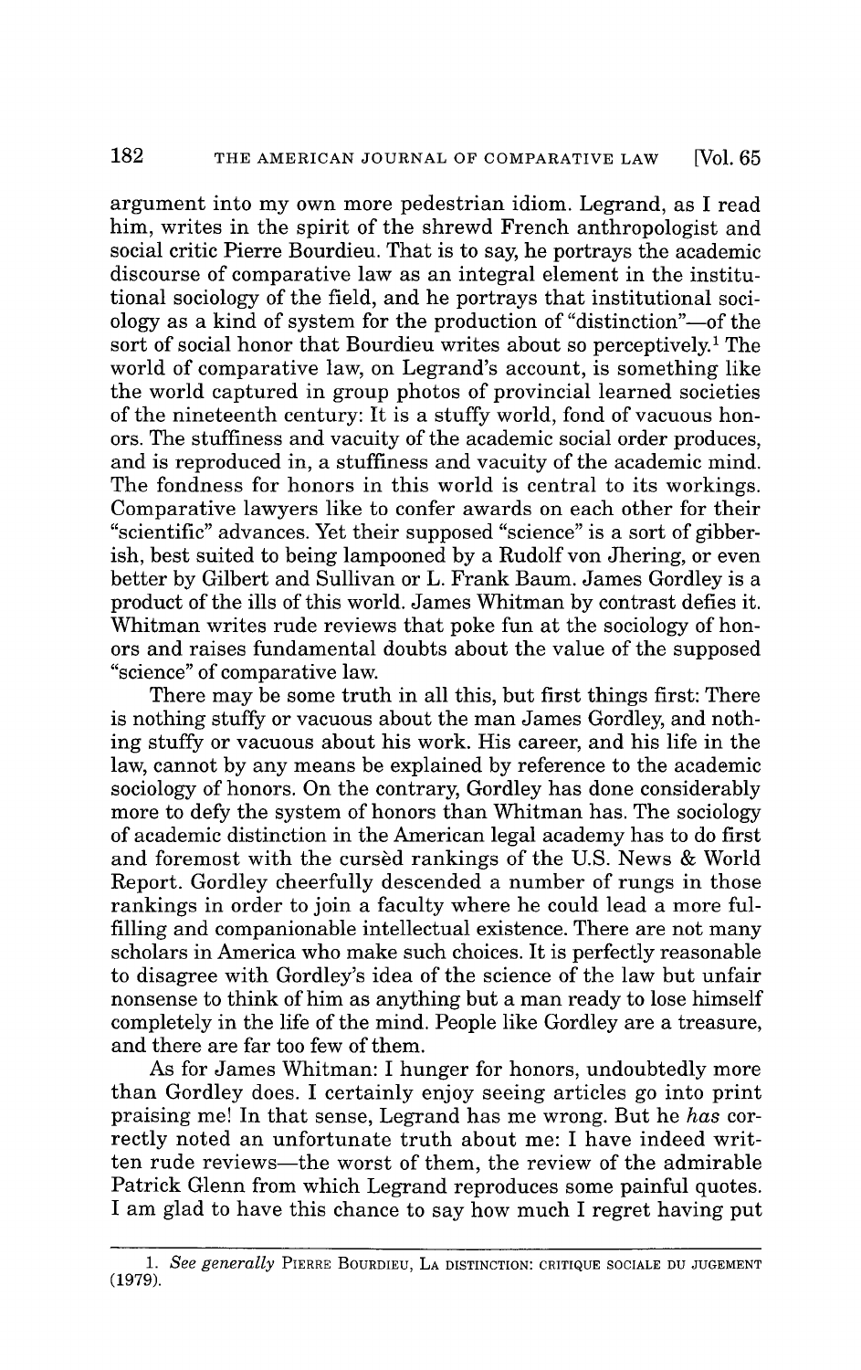argument into my own more pedestrian idiom. Legrand, as I read him, writes in the spirit of the shrewd French anthropologist and social critic Pierre Bourdieu. That is to say, he portrays the academic discourse of comparative law as an integral element in the institutional sociology of the field, and he portrays that institutional sociology as a kind of system for the production of "distinction"—of the sort of social honor that Bourdieu writes about so perceptively.[1] The world of comparative law, on Legrand's account, is something like the world captured in group photos of provincial learned societies of the nineteenth century: It is a stuffy world, fond of vacuous honors. The stuffiness and vacuity of the academic social order produces, and is reproduced in, a stuffiness and vacuity of the academic mind. The fondness for honors in this world is central to its workings. Comparative lawyers like to confer awards on each other for their "scientific" advances. Yet their supposed "science" is a sort of gibberish, best suited to being lampooned by a Rudolf von Jhering, or even better by Gilbert and Sullivan or L. Frank Baum. James Gordley is a product of the ills of this world. James Whitman by contrast defies it. Whitman writes rude reviews that poke fun at the sociology of honors and raises fundamental doubts about the value of the supposed "science" of comparative law.

There may be some truth in all this, but first things first: There is nothing stuffy or vacuous about the man James Gordley, and nothing stuffy or vacuous about his work. His career, and his life in the law, cannot by any means be explained by reference to the academic sociology of honors. On the contrary, Gordley has done considerably more to defy the system of honors than Whitman has. The sociology of academic distinction in the American legal academy has to do first and foremost with the cursèd rankings of the U.S. News & World Report. Gordley cheerfully descended a number of rungs in those rankings in order to join a faculty where he could lead a more fulfilling and companionable intellectual existence. There are not many scholars in America who make such choices. It is perfectly reasonable to disagree with Gordley's idea of the science of the law but unfair nonsense to think of him as anything but a man ready to lose himself completely in the life of the mind. People like Gordley are a treasure, and there are far too few of them.

As for James Whitman: I hunger for honors, undoubtedly more than Gordley does. I certainly enjoy seeing articles go into print praising me! In that sense, Legrand has me wrong. But he *has* correctly noted an unfortunate truth about me: I have indeed written rude reviews—the worst of them, the review of the admirable Patrick Glenn from which Legrand reproduces some painful quotes. I am glad to have this chance to say how much I regret having put

---

1. *See generally* PIERRE BOURDIEU, LA DISTINCTION: CRITIQUE SOCIALE DU JUGEMENT (1979).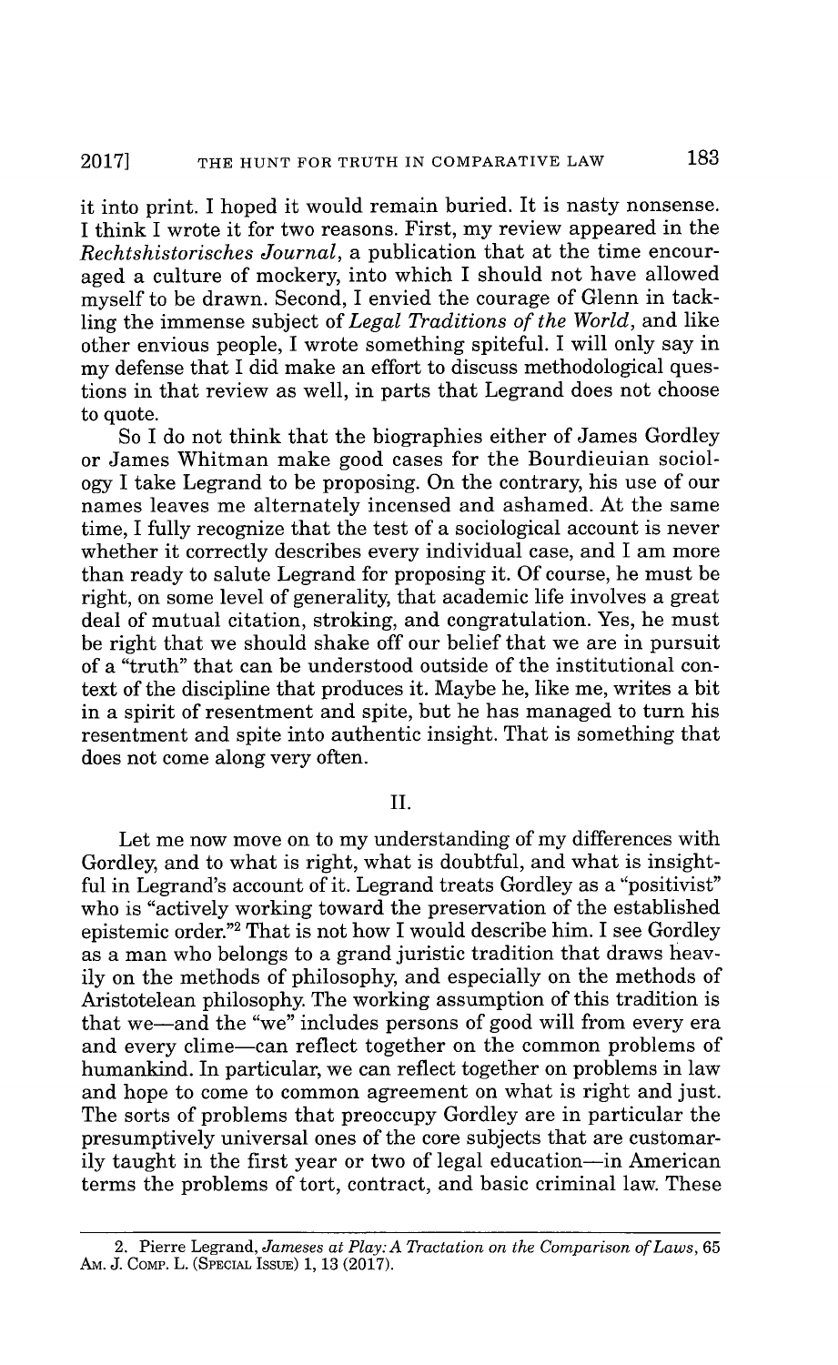it into print. I hoped it would remain buried. It is nasty nonsense. I think I wrote it for two reasons. First, my review appeared in the *Rechtshistorisches Journal*, a publication that at the time encouraged a culture of mockery, into which I should not have allowed myself to be drawn. Second, I envied the courage of Glenn in tackling the immense subject of *Legal Traditions of the World*, and like other envious people, I wrote something spiteful. I will only say in my defense that I did make an effort to discuss methodological questions in that review as well, in parts that Legrand does not choose to quote.

So I do not think that the biographies either of James Gordley or James Whitman make good cases for the Bourdieuian sociology I take Legrand to be proposing. On the contrary, his use of our names leaves me alternately incensed and ashamed. At the same time, I fully recognize that the test of a sociological account is never whether it correctly describes every individual case, and I am more than ready to salute Legrand for proposing it. Of course, he must be right, on some level of generality, that academic life involves a great deal of mutual citation, stroking, and congratulation. Yes, he must be right that we should shake off our belief that we are in pursuit of a "truth" that can be understood outside of the institutional context of the discipline that produces it. Maybe he, like me, writes a bit in a spirit of resentment and spite, but he has managed to turn his resentment and spite into authentic insight. That is something that does not come along very often.

## II.

Let me now move on to my understanding of my differences with Gordley, and to what is right, what is doubtful, and what is insightful in Legrand's account of it. Legrand treats Gordley as a "positivist" who is "actively working toward the preservation of the established epistemic order."[2] That is not how I would describe him. I see Gordley as a man who belongs to a grand juristic tradition that draws heavily on the methods of philosophy, and especially on the methods of Aristotelean philosophy. The working assumption of this tradition is that we—and the "we" includes persons of good will from every era and every clime—can reflect together on the common problems of humankind. In particular, we can reflect together on problems in law and hope to come to common agreement on what is right and just. The sorts of problems that preoccupy Gordley are in particular the presumptively universal ones of the core subjects that are customarily taught in the first year or two of legal education—in American terms the problems of tort, contract, and basic criminal law. These

---

2. Pierre Legrand, *Jameses at Play: A Tractation on the Comparison of Laws*, 65 Am. J. Comp. L. (Special Issue) 1, 13 (2017).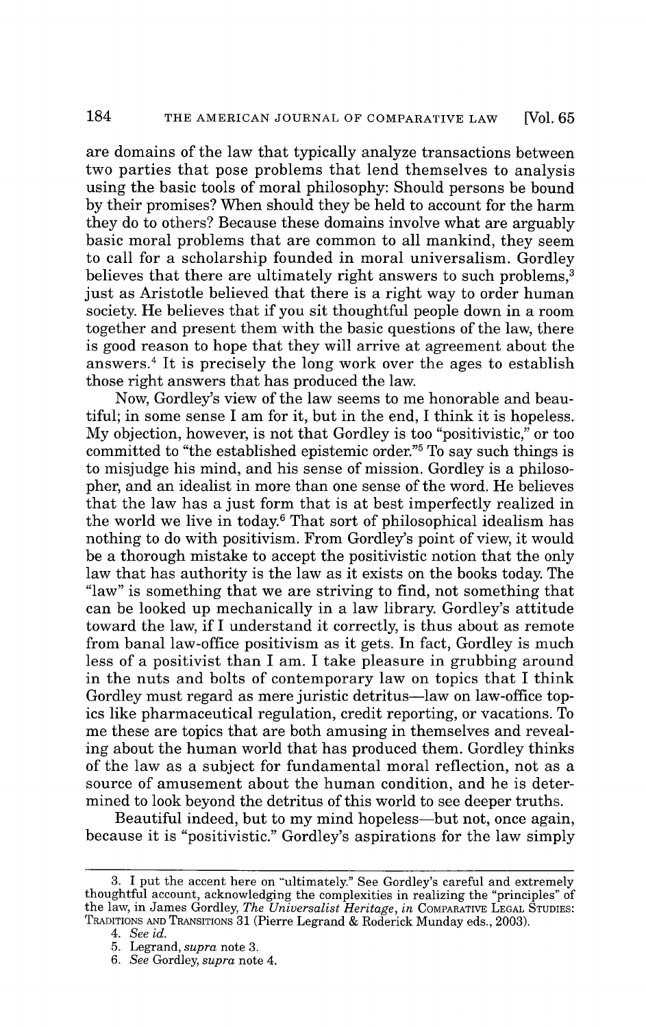are domains of the law that typically analyze transactions between two parties that pose problems that lend themselves to analysis using the basic tools of moral philosophy: Should persons be bound by their promises? When should they be held to account for the harm they do to others? Because these domains involve what are arguably basic moral problems that are common to all mankind, they seem to call for a scholarship founded in moral universalism. Gordley believes that there are ultimately right answers to such problems,[3] just as Aristotle believed that there is a right way to order human society. He believes that if you sit thoughtful people down in a room together and present them with the basic questions of the law, there is good reason to hope that they will arrive at agreement about the answers.[4] It is precisely the long work over the ages to establish those right answers that has produced the law.

Now, Gordley's view of the law seems to me honorable and beautiful; in some sense I am for it, but in the end, I think it is hopeless. My objection, however, is not that Gordley is too "positivistic," or too committed to "the established epistemic order."[5] To say such things is to misjudge his mind, and his sense of mission. Gordley is a philosopher, and an idealist in more than one sense of the word. He believes that the law has a just form that is at best imperfectly realized in the world we live in today.[6] That sort of philosophical idealism has nothing to do with positivism. From Gordley's point of view, it would be a thorough mistake to accept the positivistic notion that the only law that has authority is the law as it exists on the books today. The "law" is something that we are striving to find, not something that can be looked up mechanically in a law library. Gordley's attitude toward the law, if I understand it correctly, is thus about as remote from banal law-office positivism as it gets. In fact, Gordley is much less of a positivist than I am. I take pleasure in grubbing around in the nuts and bolts of contemporary law on topics that I think Gordley must regard as mere juristic detritus—law on law-office topics like pharmaceutical regulation, credit reporting, or vacations. To me these are topics that are both amusing in themselves and revealing about the human world that has produced them. Gordley thinks of the law as a subject for fundamental moral reflection, not as a source of amusement about the human condition, and he is determined to look beyond the detritus of this world to see deeper truths.

Beautiful indeed, but to my mind hopeless—but not, once again, because it is "positivistic." Gordley's aspirations for the law simply

---

3. I put the accent here on "ultimately." See Gordley's careful and extremely thoughtful account, acknowledging the complexities in realizing the "principles" of the law, in James Gordley, *The Universalist Heritage*, *in* COMPARATIVE LEGAL STUDIES: TRADITIONS AND TRANSITIONS 31 (Pierre Legrand & Roderick Munday eds., 2003).

4. *See id.*

5. Legrand, *supra* note 3.

6. *See* Gordley, *supra* note 4.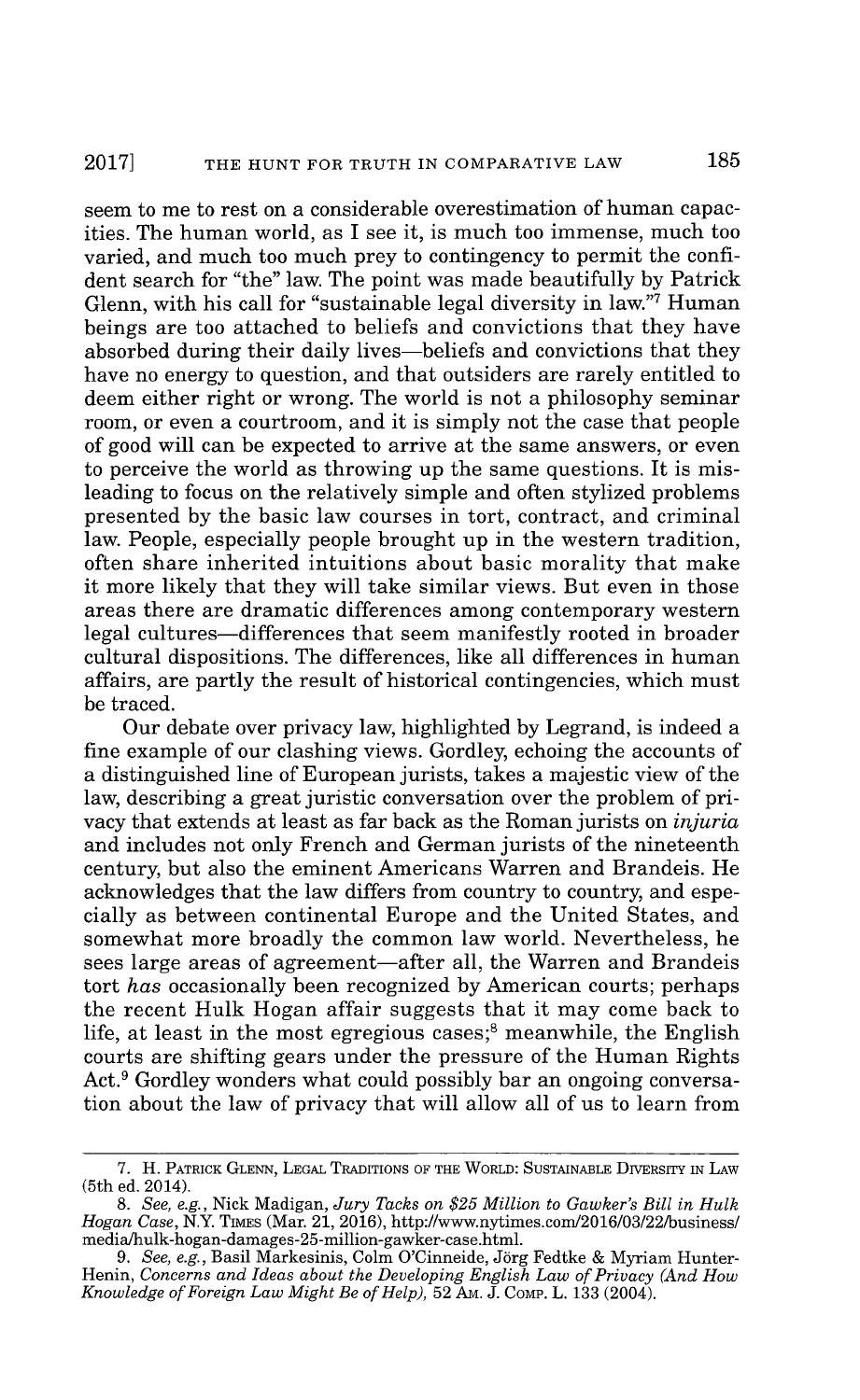seem to me to rest on a considerable overestimation of human capacities. The human world, as I see it, is much too immense, much too varied, and much too much prey to contingency to permit the confident search for "the" law. The point was made beautifully by Patrick Glenn, with his call for "sustainable legal diversity in law."[7] Human beings are too attached to beliefs and convictions that they have absorbed during their daily lives—beliefs and convictions that they have no energy to question, and that outsiders are rarely entitled to deem either right or wrong. The world is not a philosophy seminar room, or even a courtroom, and it is simply not the case that people of good will can be expected to arrive at the same answers, or even to perceive the world as throwing up the same questions. It is misleading to focus on the relatively simple and often stylized problems presented by the basic law courses in tort, contract, and criminal law. People, especially people brought up in the western tradition, often share inherited intuitions about basic morality that make it more likely that they will take similar views. But even in those areas there are dramatic differences among contemporary western legal cultures—differences that seem manifestly rooted in broader cultural dispositions. The differences, like all differences in human affairs, are partly the result of historical contingencies, which must be traced.

Our debate over privacy law, highlighted by Legrand, is indeed a fine example of our clashing views. Gordley, echoing the accounts of a distinguished line of European jurists, takes a majestic view of the law, describing a great juristic conversation over the problem of privacy that extends at least as far back as the Roman jurists on *injuria* and includes not only French and German jurists of the nineteenth century, but also the eminent Americans Warren and Brandeis. He acknowledges that the law differs from country to country, and especially as between continental Europe and the United States, and somewhat more broadly the common law world. Nevertheless, he sees large areas of agreement—after all, the Warren and Brandeis tort *has* occasionally been recognized by American courts; perhaps the recent Hulk Hogan affair suggests that it may come back to life, at least in the most egregious cases;[8] meanwhile, the English courts are shifting gears under the pressure of the Human Rights Act.[9] Gordley wonders what could possibly bar an ongoing conversation about the law of privacy that will allow all of us to learn from

---

7. H. PATRICK GLENN, LEGAL TRADITIONS OF THE WORLD: SUSTAINABLE DIVERSITY IN LAW (5th ed. 2014).

8. *See, e.g.*, Nick Madigan, *Jury Tacks on $25 Million to Gawker's Bill in Hulk Hogan Case*, N.Y. TIMES (Mar. 21, 2016), http://www.nytimes.com/2016/03/22/business/media/hulk-hogan-damages-25-million-gawker-case.html.

9. *See, e.g.*, Basil Markesinis, Colm O'Cinneide, Jörg Fedtke & Myriam Hunter-Henin, *Concerns and Ideas about the Developing English Law of Privacy (And How Knowledge of Foreign Law Might Be of Help)*, 52 AM. J. COMP. L. 133 (2004).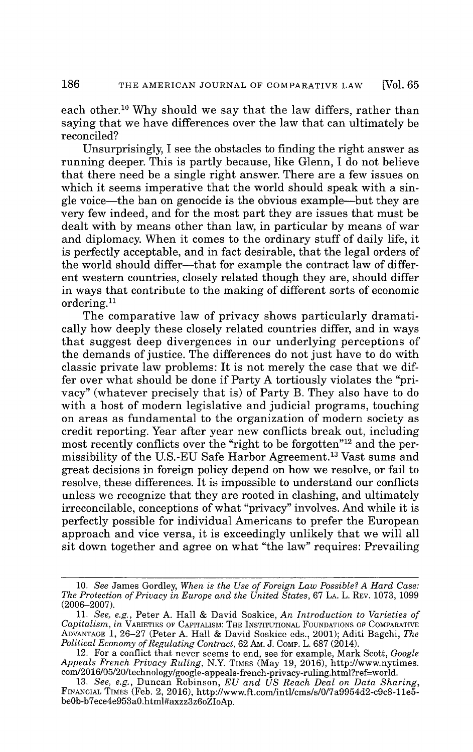each other.[10] Why should we say that the law differs, rather than saying that we have differences over the law that can ultimately be reconciled?

Unsurprisingly, I see the obstacles to finding the right answer as running deeper. This is partly because, like Glenn, I do not believe that there need be a single right answer. There are a few issues on which it seems imperative that the world should speak with a single voice—the ban on genocide is the obvious example—but they are very few indeed, and for the most part they are issues that must be dealt with by means other than law, in particular by means of war and diplomacy. When it comes to the ordinary stuff of daily life, it is perfectly acceptable, and in fact desirable, that the legal orders of the world should differ—that for example the contract law of different western countries, closely related though they are, should differ in ways that contribute to the making of different sorts of economic ordering.[11]

The comparative law of privacy shows particularly dramatically how deeply these closely related countries differ, and in ways that suggest deep divergences in our underlying perceptions of the demands of justice. The differences do not just have to do with classic private law problems: It is not merely the case that we differ over what should be done if Party A tortiously violates the "privacy" (whatever precisely that is) of Party B. They also have to do with a host of modern legislative and judicial programs, touching on areas as fundamental to the organization of modern society as credit reporting. Year after year new conflicts break out, including most recently conflicts over the "right to be forgotten"[12] and the permissibility of the U.S.-EU Safe Harbor Agreement.[13] Vast sums and great decisions in foreign policy depend on how we resolve, or fail to resolve, these differences. It is impossible to understand our conflicts unless we recognize that they are rooted in clashing, and ultimately irreconcilable, conceptions of what "privacy" involves. And while it is perfectly possible for individual Americans to prefer the European approach and vice versa, it is exceedingly unlikely that we will all sit down together and agree on what "the law" requires: Prevailing

---

10. *See* James Gordley, *When is the Use of Foreign Law Possible? A Hard Case: The Protection of Privacy in Europe and the United States*, 67 LA. L. REV. 1073, 1099 (2006–2007).

11. *See, e.g.*, Peter A. Hall & David Soskice, *An Introduction to Varieties of Capitalism*, *in* VARIETIES OF CAPITALISM: THE INSTITUTIONAL FOUNDATIONS OF COMPARATIVE ADVANTAGE 1, 26–27 (Peter A. Hall & David Soskice eds., 2001); Aditi Bagchi, *The Political Economy of Regulating Contract*, 62 AM. J. COMP. L. 687 (2014).

12. For a conflict that never seems to end, see for example, Mark Scott, *Google Appeals French Privacy Ruling*, N.Y. TIMES (May 19, 2016), http://www.nytimes.com/2016/05/20/technology/google-appeals-french-privacy-ruling.html?ref=world.

13. *See, e.g.*, Duncan Robinson, *EU and US Reach Deal on Data Sharing*, FINANCIAL TIMES (Feb. 2, 2016), http://www.ft.com/intl/cms/s/0/7a9954d2-c9c8-11e5-be0b-b7ece4e953a0.html#axzz3z6oZIoAp.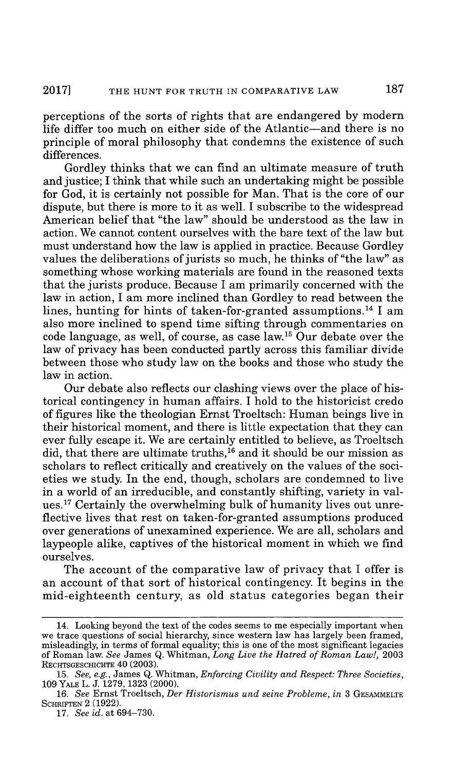perceptions of the sorts of rights that are endangered by modern life differ too much on either side of the Atlantic—and there is no principle of moral philosophy that condemns the existence of such differences.

Gordley thinks that we can find an ultimate measure of truth and justice; I think that while such an undertaking might be possible for God, it is certainly not possible for Man. That is the core of our dispute, but there is more to it as well. I subscribe to the widespread American belief that "the law" should be understood as the law in action. We cannot content ourselves with the bare text of the law but must understand how the law is applied in practice. Because Gordley values the deliberations of jurists so much, he thinks of "the law" as something whose working materials are found in the reasoned texts that the jurists produce. Because I am primarily concerned with the law in action, I am more inclined than Gordley to read between the lines, hunting for hints of taken-for-granted assumptions.[14] I am also more inclined to spend time sifting through commentaries on code language, as well, of course, as case law.[15] Our debate over the law of privacy has been conducted partly across this familiar divide between those who study law on the books and those who study the law in action.

Our debate also reflects our clashing views over the place of historical contingency in human affairs. I hold to the historicist credo of figures like the theologian Ernst Troeltsch: Human beings live in their historical moment, and there is little expectation that they can ever fully escape it. We are certainly entitled to believe, as Troeltsch did, that there are ultimate truths,[16] and it should be our mission as scholars to reflect critically and creatively on the values of the societies we study. In the end, though, scholars are condemned to live in a world of an irreducible, and constantly shifting, variety in values.[17] Certainly the overwhelming bulk of humanity lives out unreflective lives that rest on taken-for-granted assumptions produced over generations of unexamined experience. We are all, scholars and laypeople alike, captives of the historical moment in which we find ourselves.

The account of the comparative law of privacy that I offer is an account of that sort of historical contingency. It begins in the mid-eighteenth century, as old status categories began their

---

14. Looking beyond the text of the codes seems to me especially important when we trace questions of social hierarchy, since western law has largely been framed, misleadingly, in terms of formal equality; this is one of the most significant legacies of Roman law. *See* James Q. Whitman, *Long Live the Hatred of Roman Law!*, 2003 RECHTSGESCHICHTE 40 (2003).

15. *See, e.g.*, James Q. Whitman, *Enforcing Civility and Respect: Three Societies*, 109 YALE L. J. 1279, 1323 (2000).

16. *See* Ernst Troeltsch, *Der Historismus und seine Probleme*, *in* 3 GESAMMELTE SCHRIFTEN 2 (1922).

17. *See id.* at 694–730.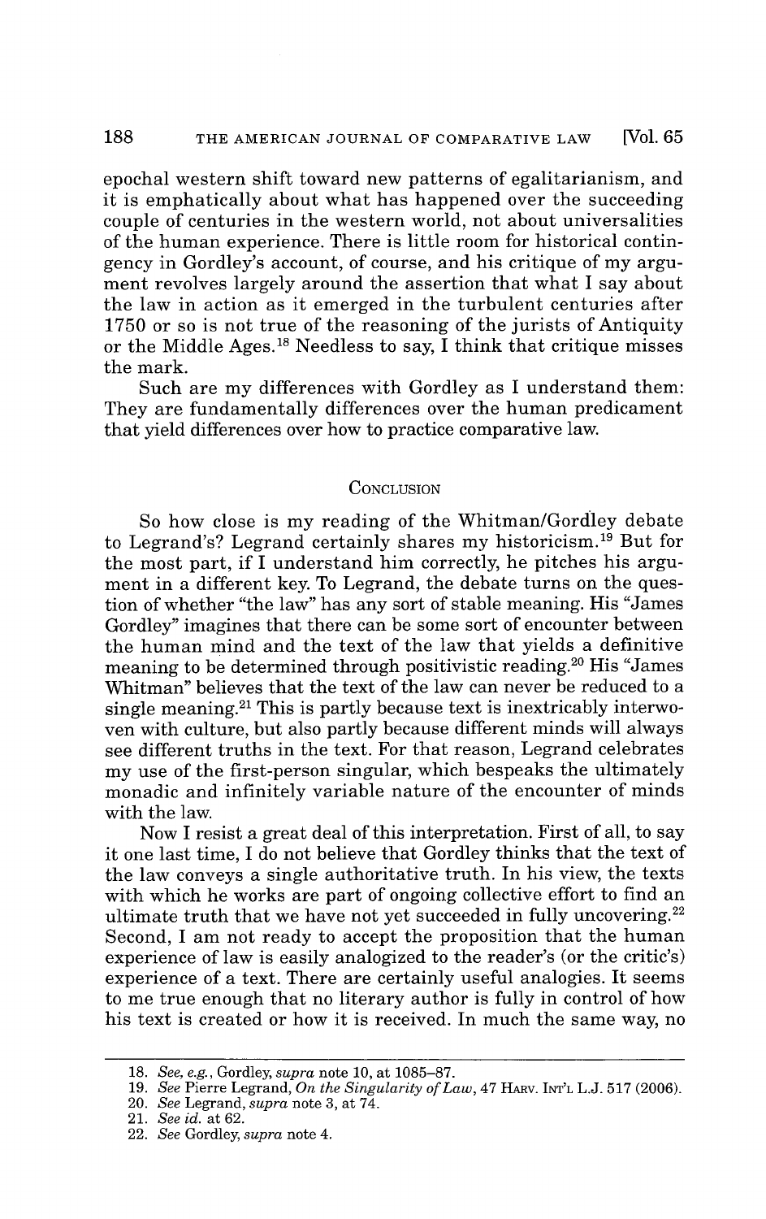epochal western shift toward new patterns of egalitarianism, and it is emphatically about what has happened over the succeeding couple of centuries in the western world, not about universalities of the human experience. There is little room for historical contingency in Gordley's account, of course, and his critique of my argument revolves largely around the assertion that what I say about the law in action as it emerged in the turbulent centuries after 1750 or so is not true of the reasoning of the jurists of Antiquity or the Middle Ages.[18] Needless to say, I think that critique misses the mark.

Such are my differences with Gordley as I understand them: They are fundamentally differences over the human predicament that yield differences over how to practice comparative law.

## Conclusion

So how close is my reading of the Whitman/Gordley debate to Legrand's? Legrand certainly shares my historicism.[19] But for the most part, if I understand him correctly, he pitches his argument in a different key. To Legrand, the debate turns on the question of whether "the law" has any sort of stable meaning. His "James Gordley" imagines that there can be some sort of encounter between the human mind and the text of the law that yields a definitive meaning to be determined through positivistic reading.[20] His "James Whitman" believes that the text of the law can never be reduced to a single meaning.[21] This is partly because text is inextricably interwoven with culture, but also partly because different minds will always see different truths in the text. For that reason, Legrand celebrates my use of the first-person singular, which bespeaks the ultimately monadic and infinitely variable nature of the encounter of minds with the law.

Now I resist a great deal of this interpretation. First of all, to say it one last time, I do not believe that Gordley thinks that the text of the law conveys a single authoritative truth. In his view, the texts with which he works are part of ongoing collective effort to find an ultimate truth that we have not yet succeeded in fully uncovering.[22] Second, I am not ready to accept the proposition that the human experience of law is easily analogized to the reader's (or the critic's) experience of a text. There are certainly useful analogies. It seems to me true enough that no literary author is fully in control of how his text is created or how it is received. In much the same way, no

18. *See, e.g.*, Gordley, *supra* note 10, at 1085–87.

19. *See* Pierre Legrand, *On the Singularity of Law*, 47 HARV. INT'L L.J. 517 (2006).

20. *See* Legrand, *supra* note 3, at 74.

21. *See id.* at 62.

22. *See* Gordley, *supra* note 4.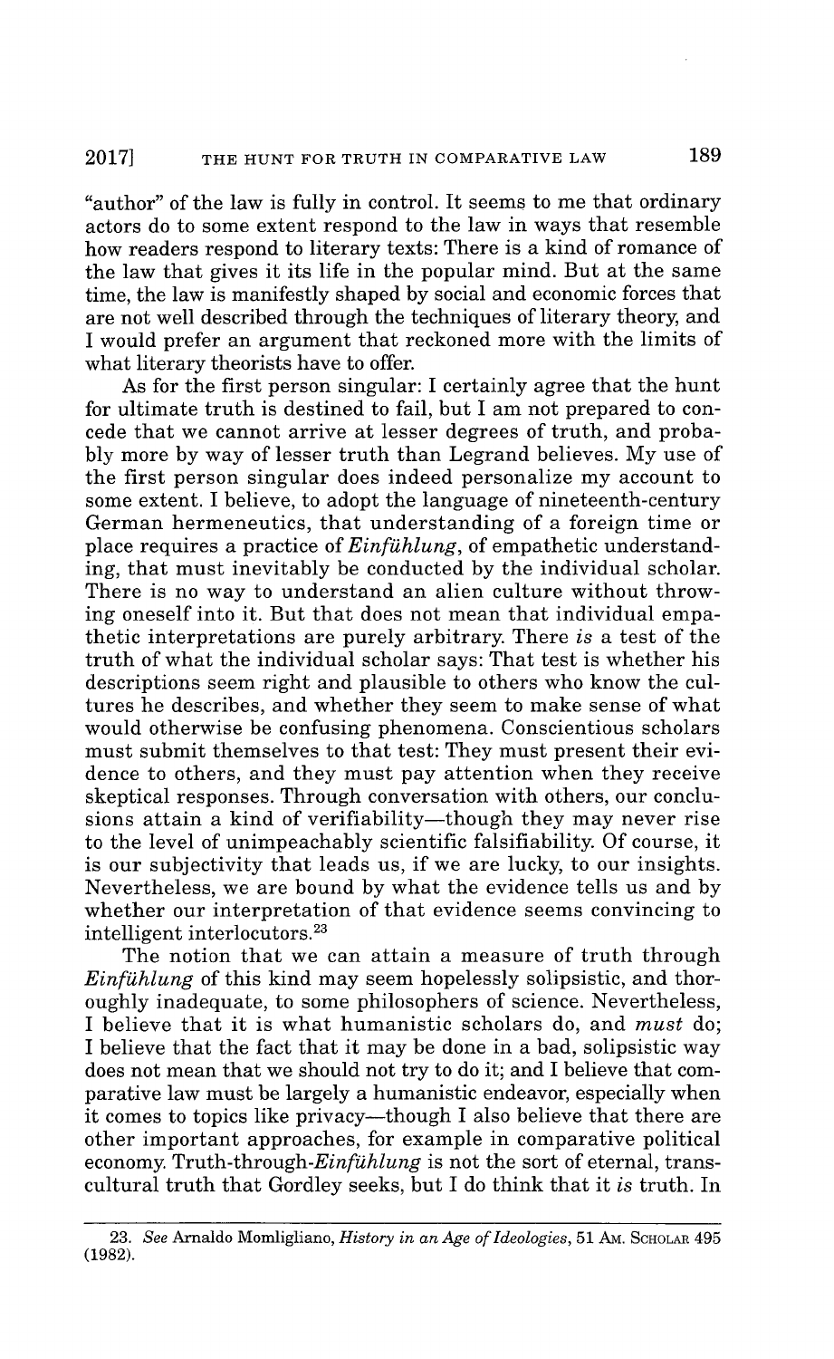"author" of the law is fully in control. It seems to me that ordinary actors do to some extent respond to the law in ways that resemble how readers respond to literary texts: There is a kind of romance of the law that gives it its life in the popular mind. But at the same time, the law is manifestly shaped by social and economic forces that are not well described through the techniques of literary theory, and I would prefer an argument that reckoned more with the limits of what literary theorists have to offer.

As for the first person singular: I certainly agree that the hunt for ultimate truth is destined to fail, but I am not prepared to concede that we cannot arrive at lesser degrees of truth, and probably more by way of lesser truth than Legrand believes. My use of the first person singular does indeed personalize my account to some extent. I believe, to adopt the language of nineteenth-century German hermeneutics, that understanding of a foreign time or place requires a practice of *Einfühlung*, of empathetic understanding, that must inevitably be conducted by the individual scholar. There is no way to understand an alien culture without throwing oneself into it. But that does not mean that individual empathetic interpretations are purely arbitrary. There *is* a test of the truth of what the individual scholar says: That test is whether his descriptions seem right and plausible to others who know the cultures he describes, and whether they seem to make sense of what would otherwise be confusing phenomena. Conscientious scholars must submit themselves to that test: They must present their evidence to others, and they must pay attention when they receive skeptical responses. Through conversation with others, our conclusions attain a kind of verifiability—though they may never rise to the level of unimpeachably scientific falsifiability. Of course, it is our subjectivity that leads us, if we are lucky, to our insights. Nevertheless, we are bound by what the evidence tells us and by whether our interpretation of that evidence seems convincing to intelligent interlocutors.[23]

The notion that we can attain a measure of truth through *Einfühlung* of this kind may seem hopelessly solipsistic, and thoroughly inadequate, to some philosophers of science. Nevertheless, I believe that it is what humanistic scholars do, and *must* do; I believe that the fact that it may be done in a bad, solipsistic way does not mean that we should not try to do it; and I believe that comparative law must be largely a humanistic endeavor, especially when it comes to topics like privacy—though I also believe that there are other important approaches, for example in comparative political economy. Truth-through-*Einfühlung* is not the sort of eternal, transcultural truth that Gordley seeks, but I do think that it *is* truth. In

---

23. *See* Arnaldo Momligliano, *History in an Age of Ideologies*, 51 AM. SCHOLAR 495 (1982).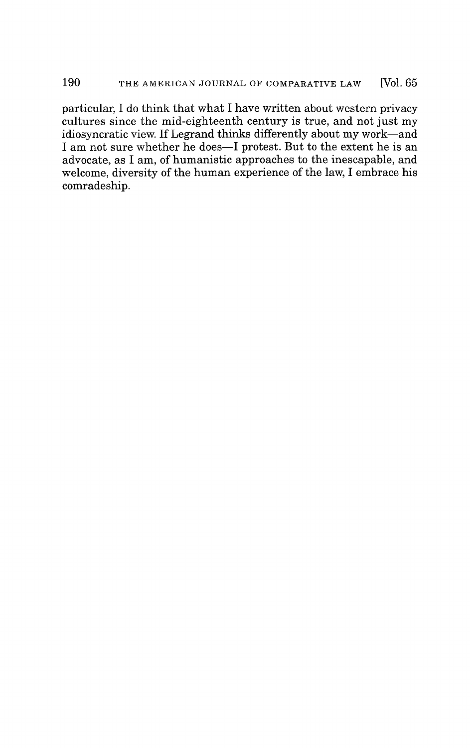particular, I do think that what I have written about western privacy cultures since the mid-eighteenth century is true, and not just my idiosyncratic view. If Legrand thinks differently about my work—and I am not sure whether he does—I protest. But to the extent he is an advocate, as I am, of humanistic approaches to the inescapable, and welcome, diversity of the human experience of the law, I embrace his comradeship.